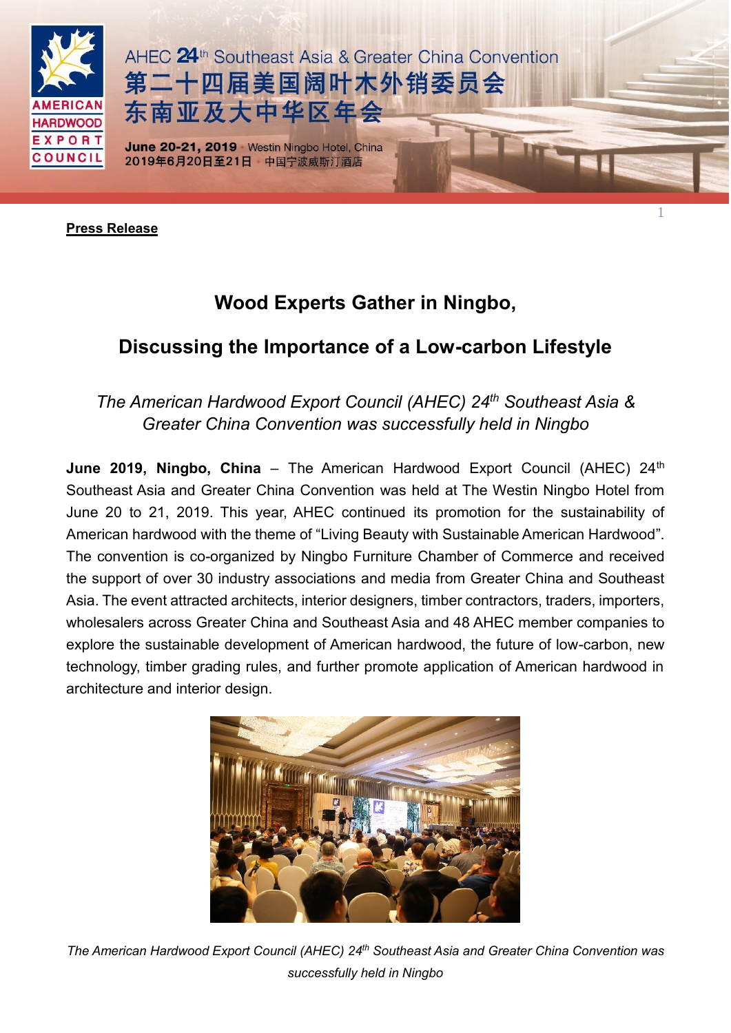AHEC 24th Southeast Asia & Greater China Convention
第二十四届美国阔叶木外销委员会
东南亚及大中华区年会

**June 20-21, 2019** · Westin Ningbo Hotel, China
2019年6月20日至21日 · 中国宁波威斯汀酒店

**Press Release**

## Wood Experts Gather in Ningbo,

## Discussing the Importance of a Low-carbon Lifestyle

*The American Hardwood Export Council (AHEC) 24th Southeast Asia & Greater China Convention was successfully held in Ningbo*

**June 2019, Ningbo, China** – The American Hardwood Export Council (AHEC) 24th Southeast Asia and Greater China Convention was held at The Westin Ningbo Hotel from June 20 to 21, 2019. This year, AHEC continued its promotion for the sustainability of American hardwood with the theme of "Living Beauty with Sustainable American Hardwood". The convention is co-organized by Ningbo Furniture Chamber of Commerce and received the support of over 30 industry associations and media from Greater China and Southeast Asia. The event attracted architects, interior designers, timber contractors, traders, importers, wholesalers across Greater China and Southeast Asia and 48 AHEC member companies to explore the sustainable development of American hardwood, the future of low-carbon, new technology, timber grading rules, and further promote application of American hardwood in architecture and interior design.

*The American Hardwood Export Council (AHEC) 24th Southeast Asia and Greater China Convention was successfully held in Ningbo*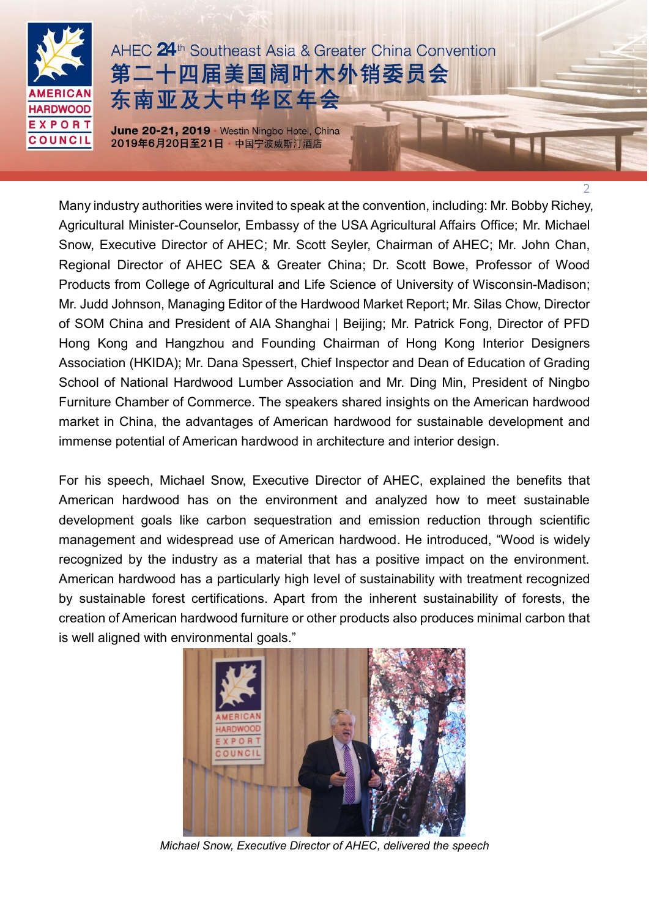Many industry authorities were invited to speak at the convention, including: Mr. Bobby Richey, Agricultural Minister-Counselor, Embassy of the USA Agricultural Affairs Office; Mr. Michael Snow, Executive Director of AHEC; Mr. Scott Seyler, Chairman of AHEC; Mr. John Chan, Regional Director of AHEC SEA & Greater China; Dr. Scott Bowe, Professor of Wood Products from College of Agricultural and Life Science of University of Wisconsin-Madison; Mr. Judd Johnson, Managing Editor of the Hardwood Market Report; Mr. Silas Chow, Director of SOM China and President of AIA Shanghai | Beijing; Mr. Patrick Fong, Director of PFD Hong Kong and Hangzhou and Founding Chairman of Hong Kong Interior Designers Association (HKIDA); Mr. Dana Spessert, Chief Inspector and Dean of Education of Grading School of National Hardwood Lumber Association and Mr. Ding Min, President of Ningbo Furniture Chamber of Commerce. The speakers shared insights on the American hardwood market in China, the advantages of American hardwood for sustainable development and immense potential of American hardwood in architecture and interior design.

For his speech, Michael Snow, Executive Director of AHEC, explained the benefits that American hardwood has on the environment and analyzed how to meet sustainable development goals like carbon sequestration and emission reduction through scientific management and widespread use of American hardwood. He introduced, "Wood is widely recognized by the industry as a material that has a positive impact on the environment. American hardwood has a particularly high level of sustainability with treatment recognized by sustainable forest certifications. Apart from the inherent sustainability of forests, the creation of American hardwood furniture or other products also produces minimal carbon that is well aligned with environmental goals."

*Michael Snow, Executive Director of AHEC, delivered the speech*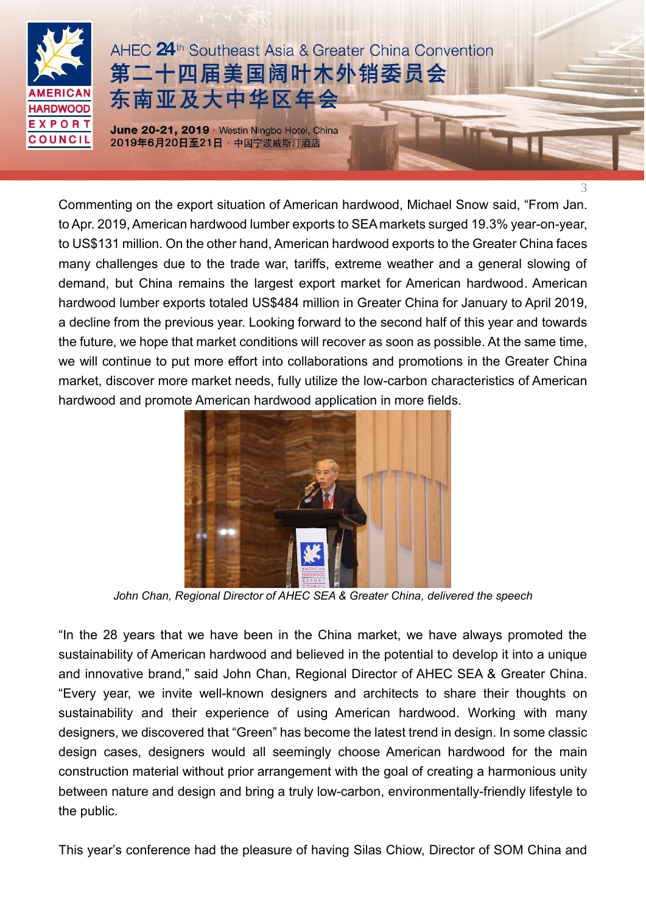Commenting on the export situation of American hardwood, Michael Snow said, “From Jan. to Apr. 2019, American hardwood lumber exports to SEA markets surged 19.3% year-on-year, to US$131 million. On the other hand, American hardwood exports to the Greater China faces many challenges due to the trade war, tariffs, extreme weather and a general slowing of demand, but China remains the largest export market for American hardwood. American hardwood lumber exports totaled US$484 million in Greater China for January to April 2019, a decline from the previous year. Looking forward to the second half of this year and towards the future, we hope that market conditions will recover as soon as possible. At the same time, we will continue to put more effort into collaborations and promotions in the Greater China market, discover more market needs, fully utilize the low-carbon characteristics of American hardwood and promote American hardwood application in more fields.

*John Chan, Regional Director of AHEC SEA & Greater China, delivered the speech*

“In the 28 years that we have been in the China market, we have always promoted the sustainability of American hardwood and believed in the potential to develop it into a unique and innovative brand,” said John Chan, Regional Director of AHEC SEA & Greater China. “Every year, we invite well-known designers and architects to share their thoughts on sustainability and their experience of using American hardwood. Working with many designers, we discovered that “Green” has become the latest trend in design. In some classic design cases, designers would all seemingly choose American hardwood for the main construction material without prior arrangement with the goal of creating a harmonious unity between nature and design and bring a truly low-carbon, environmentally-friendly lifestyle to the public.

This year’s conference had the pleasure of having Silas Chiow, Director of SOM China and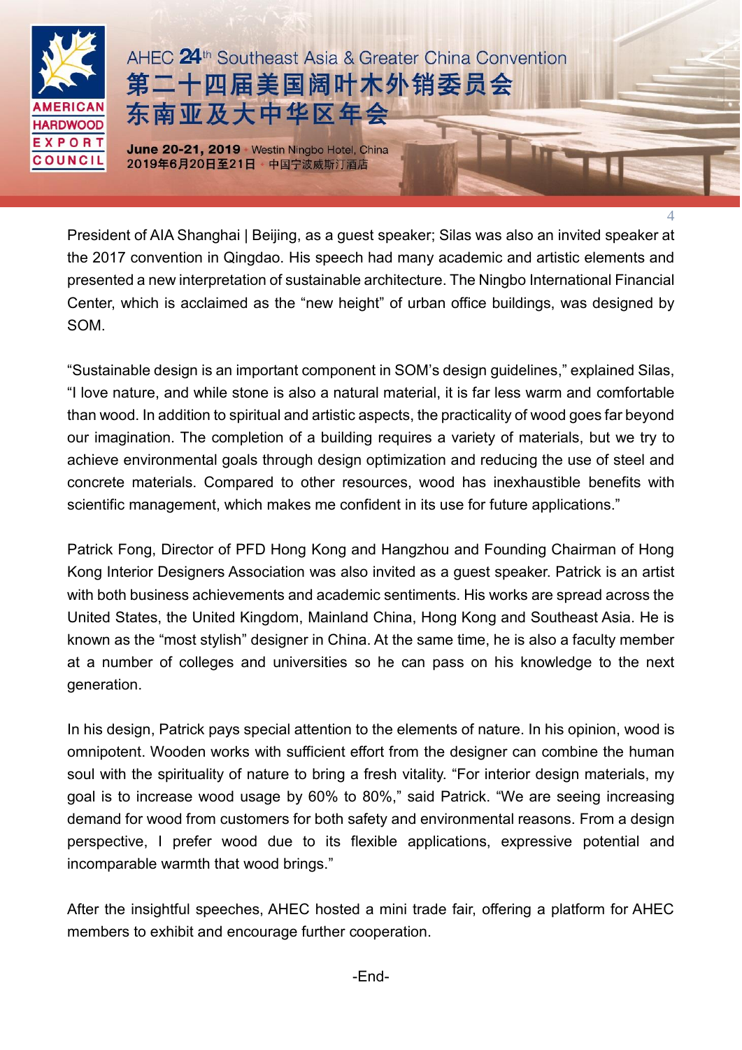President of AIA Shanghai | Beijing, as a guest speaker; Silas was also an invited speaker at the 2017 convention in Qingdao. His speech had many academic and artistic elements and presented a new interpretation of sustainable architecture. The Ningbo International Financial Center, which is acclaimed as the “new height” of urban office buildings, was designed by SOM.

“Sustainable design is an important component in SOM’s design guidelines,” explained Silas, “I love nature, and while stone is also a natural material, it is far less warm and comfortable than wood. In addition to spiritual and artistic aspects, the practicality of wood goes far beyond our imagination. The completion of a building requires a variety of materials, but we try to achieve environmental goals through design optimization and reducing the use of steel and concrete materials. Compared to other resources, wood has inexhaustible benefits with scientific management, which makes me confident in its use for future applications.”

Patrick Fong, Director of PFD Hong Kong and Hangzhou and Founding Chairman of Hong Kong Interior Designers Association was also invited as a guest speaker. Patrick is an artist with both business achievements and academic sentiments. His works are spread across the United States, the United Kingdom, Mainland China, Hong Kong and Southeast Asia. He is known as the “most stylish” designer in China. At the same time, he is also a faculty member at a number of colleges and universities so he can pass on his knowledge to the next generation.

In his design, Patrick pays special attention to the elements of nature. In his opinion, wood is omnipotent. Wooden works with sufficient effort from the designer can combine the human soul with the spirituality of nature to bring a fresh vitality. “For interior design materials, my goal is to increase wood usage by 60% to 80%,” said Patrick. “We are seeing increasing demand for wood from customers for both safety and environmental reasons. From a design perspective, I prefer wood due to its flexible applications, expressive potential and incomparable warmth that wood brings.”

After the insightful speeches, AHEC hosted a mini trade fair, offering a platform for AHEC members to exhibit and encourage further cooperation.

-End-